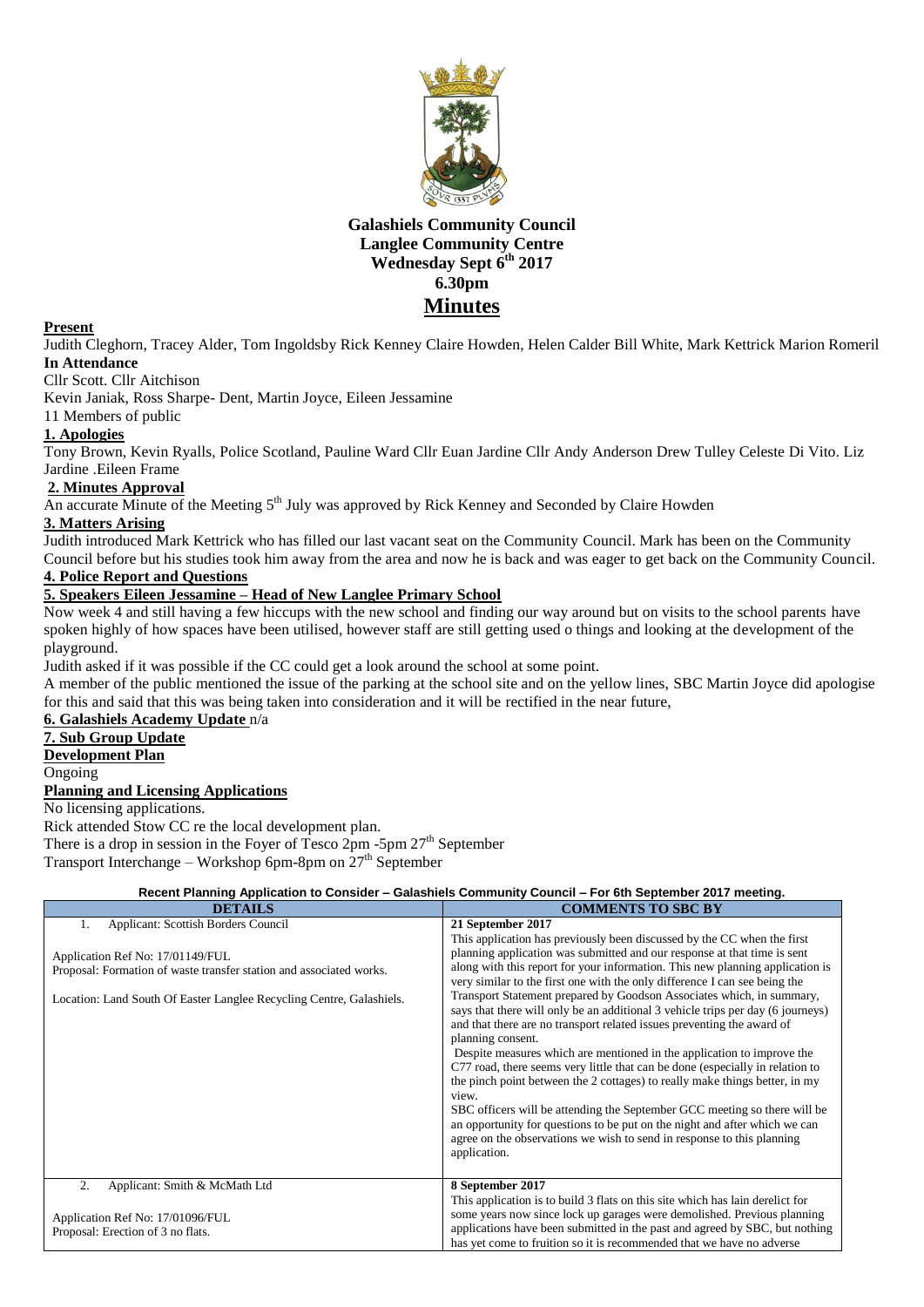**Galashiels Community Council**
**Langlee Community Centre**
**Wednesday Sept 6th 2017**
**6.30pm**

# Minutes

**Present**

Judith Cleghorn, Tracey Alder, Tom Ingoldsby Rick Kenney Claire Howden, Helen Calder Bill White, Mark Kettrick Marion Romeril

**In Attendance**

Cllr Scott. Cllr Aitchison

Kevin Janiak, Ross Sharpe- Dent, Martin Joyce, Eileen Jessamine

11 Members of public

**1. Apologies**

Tony Brown, Kevin Ryalls, Police Scotland, Pauline Ward Cllr Euan Jardine Cllr Andy Anderson Drew Tulley Celeste Di Vito. Liz Jardine .Eileen Frame

**2. Minutes Approval**

An accurate Minute of the Meeting 5th July was approved by Rick Kenney and Seconded by Claire Howden

**3. Matters Arising**

Judith introduced Mark Kettrick who has filled our last vacant seat on the Community Council. Mark has been on the Community Council before but his studies took him away from the area and now he is back and was eager to get back on the Community Council.

**4. Police Report and Questions**

**5. Speakers Eileen Jessamine – Head of New Langlee Primary School**

Now week 4 and still having a few hiccups with the new school and finding our way around but on visits to the school parents have spoken highly of how spaces have been utilised, however staff are still getting used o things and looking at the development of the playground.

Judith asked if it was possible if the CC could get a look around the school at some point.

A member of the public mentioned the issue of the parking at the school site and on the yellow lines, SBC Martin Joyce did apologise for this and said that this was being taken into consideration and it will be rectified in the near future,

**6. Galashiels Academy Update** n/a

**7. Sub Group Update**

**Development Plan**

Ongoing

**Planning and Licensing Applications**

No licensing applications.

Rick attended Stow CC re the local development plan.

There is a drop in session in the Foyer of Tesco 2pm -5pm 27th September

Transport Interchange – Workshop 6pm-8pm on 27th September

**Recent Planning Application to Consider – Galashiels Community Council – For 6th September 2017 meeting.**

| DETAILS | COMMENTS TO SBC BY |
|---|---|
| 1. Applicant: Scottish Borders Council<br><br>Application Ref No: 17/01149/FUL<br>Proposal: Formation of waste transfer station and associated works.<br><br>Location: Land South Of Easter Langlee Recycling Centre, Galashiels. | **21 September 2017**<br>This application has previously been discussed by the CC when the first planning application was submitted and our response at that time is sent along with this report for your information. This new planning application is very similar to the first one with the only difference I can see being the Transport Statement prepared by Goodson Associates which, in summary, says that there will only be an additional 3 vehicle trips per day (6 journeys) and that there are no transport related issues preventing the award of planning consent.<br>Despite measures which are mentioned in the application to improve the C77 road, there seems very little that can be done (especially in relation to the pinch point between the 2 cottages) to really make things better, in my view.<br>SBC officers will be attending the September GCC meeting so there will be an opportunity for questions to be put on the night and after which we can agree on the observations we wish to send in response to this planning application. |
| 2. Applicant: Smith & McMath Ltd<br><br>Application Ref No: 17/01096/FUL<br>Proposal: Erection of 3 no flats. | **8 September 2017**<br>This application is to build 3 flats on this site which has lain derelict for some years now since lock up garages were demolished. Previous planning applications have been submitted in the past and agreed by SBC, but nothing has yet come to fruition so it is recommended that we have no adverse |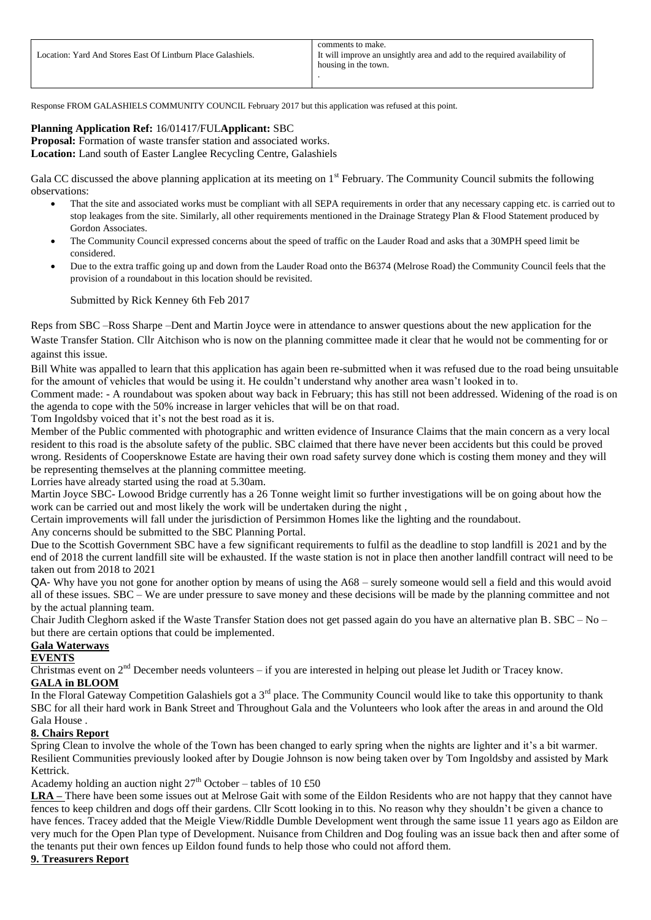| Location: Yard And Stores East Of Lintburn Place Galashiels. | comments to make.<br>It will improve an unsightly area and add to the required availability of housing in the town.<br>. |
|---|---|

Response FROM GALASHIELS COMMUNITY COUNCIL February 2017 but this application was refused at this point.

**Planning Application Ref:** 16/01417/FUL**Applicant:** SBC
**Proposal:** Formation of waste transfer station and associated works.
**Location:** Land south of Easter Langlee Recycling Centre, Galashiels

Gala CC discussed the above planning application at its meeting on 1st February. The Community Council submits the following observations:

- That the site and associated works must be compliant with all SEPA requirements in order that any necessary capping etc. is carried out to stop leakages from the site. Similarly, all other requirements mentioned in the Drainage Strategy Plan & Flood Statement produced by Gordon Associates.
- The Community Council expressed concerns about the speed of traffic on the Lauder Road and asks that a 30MPH speed limit be considered.
- Due to the extra traffic going up and down from the Lauder Road onto the B6374 (Melrose Road) the Community Council feels that the provision of a roundabout in this location should be revisited.

Submitted by Rick Kenney 6th Feb 2017

Reps from SBC –Ross Sharpe –Dent and Martin Joyce were in attendance to answer questions about the new application for the Waste Transfer Station. Cllr Aitchison who is now on the planning committee made it clear that he would not be commenting for or against this issue.

Bill White was appalled to learn that this application has again been re-submitted when it was refused due to the road being unsuitable for the amount of vehicles that would be using it. He couldn't understand why another area wasn't looked in to.

Comment made: - A roundabout was spoken about way back in February; this has still not been addressed. Widening of the road is on the agenda to cope with the 50% increase in larger vehicles that will be on that road.

Tom Ingoldsby voiced that it's not the best road as it is.

Member of the Public commented with photographic and written evidence of Insurance Claims that the main concern as a very local resident to this road is the absolute safety of the public. SBC claimed that there have never been accidents but this could be proved wrong. Residents of Coopersknowe Estate are having their own road safety survey done which is costing them money and they will be representing themselves at the planning committee meeting.

Lorries have already started using the road at 5.30am.

Martin Joyce SBC- Lowood Bridge currently has a 26 Tonne weight limit so further investigations will be on going about how the work can be carried out and most likely the work will be undertaken during the night ,

Certain improvements will fall under the jurisdiction of Persimmon Homes like the lighting and the roundabout.

Any concerns should be submitted to the SBC Planning Portal.

Due to the Scottish Government SBC have a few significant requirements to fulfil as the deadline to stop landfill is 2021 and by the end of 2018 the current landfill site will be exhausted. If the waste station is not in place then another landfill contract will need to be taken out from 2018 to 2021

QA- Why have you not gone for another option by means of using the A68 – surely someone would sell a field and this would avoid all of these issues. SBC – We are under pressure to save money and these decisions will be made by the planning committee and not by the actual planning team.

Chair Judith Cleghorn asked if the Waste Transfer Station does not get passed again do you have an alternative plan B. SBC – No – but there are certain options that could be implemented.

**Gala Waterways**

**EVENTS**

Christmas event on 2nd December needs volunteers – if you are interested in helping out please let Judith or Tracey know.

**GALA in BLOOM**

In the Floral Gateway Competition Galashiels got a 3rd place. The Community Council would like to take this opportunity to thank SBC for all their hard work in Bank Street and Throughout Gala and the Volunteers who look after the areas in and around the Old Gala House .

**8. Chairs Report**

Spring Clean to involve the whole of the Town has been changed to early spring when the nights are lighter and it's a bit warmer. Resilient Communities previously looked after by Dougie Johnson is now being taken over by Tom Ingoldsby and assisted by Mark Kettrick.

Academy holding an auction night 27th October – tables of 10 £50

**LRA –** There have been some issues out at Melrose Gait with some of the Eildon Residents who are not happy that they cannot have fences to keep children and dogs off their gardens. Cllr Scott looking in to this. No reason why they shouldn't be given a chance to have fences. Tracey added that the Meigle View/Riddle Dumble Development went through the same issue 11 years ago as Eildon are very much for the Open Plan type of Development. Nuisance from Children and Dog fouling was an issue back then and after some of the tenants put their own fences up Eildon found funds to help those who could not afford them.

**9. Treasurers Report**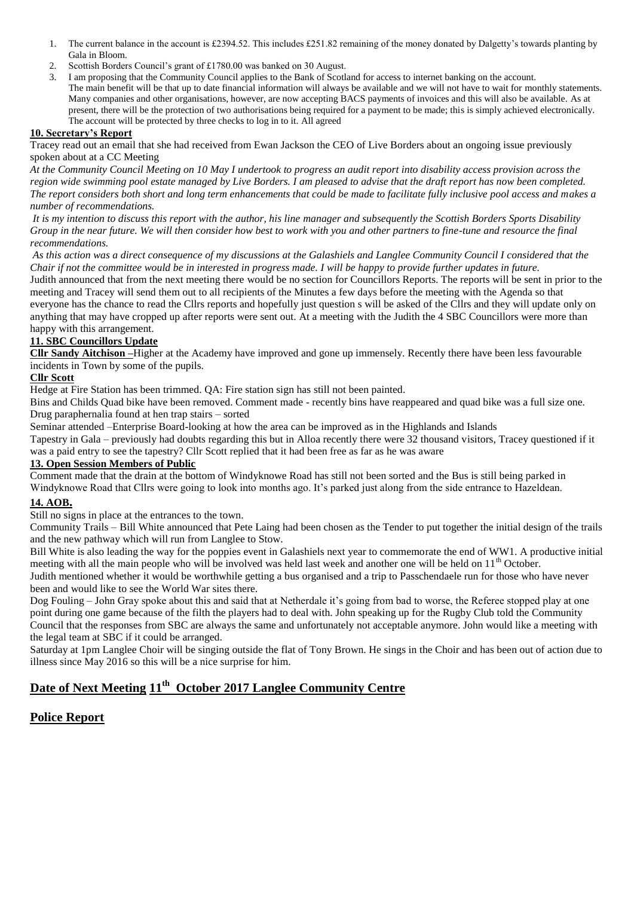1. The current balance in the account is £2394.52. This includes £251.82 remaining of the money donated by Dalgetty's towards planting by Gala in Bloom.
2. Scottish Borders Council's grant of £1780.00 was banked on 30 August.
3. I am proposing that the Community Council applies to the Bank of Scotland for access to internet banking on the account. The main benefit will be that up to date financial information will always be available and we will not have to wait for monthly statements. Many companies and other organisations, however, are now accepting BACS payments of invoices and this will also be available. As at present, there will be the protection of two authorisations being required for a payment to be made; this is simply achieved electronically. The account will be protected by three checks to log in to it. All agreed

**10. Secretary's Report**

Tracey read out an email that she had received from Ewan Jackson the CEO of Live Borders about an ongoing issue previously spoken about at a CC Meeting

*At the Community Council Meeting on 10 May I undertook to progress an audit report into disability access provision across the region wide swimming pool estate managed by Live Borders. I am pleased to advise that the draft report has now been completed. The report considers both short and long term enhancements that could be made to facilitate fully inclusive pool access and makes a number of recommendations.*

*It is my intention to discuss this report with the author, his line manager and subsequently the Scottish Borders Sports Disability Group in the near future. We will then consider how best to work with you and other partners to fine-tune and resource the final recommendations.*

*As this action was a direct consequence of my discussions at the Galashiels and Langlee Community Council I considered that the Chair if not the committee would be in interested in progress made. I will be happy to provide further updates in future.*

Judith announced that from the next meeting there would be no section for Councillors Reports. The reports will be sent in prior to the meeting and Tracey will send them out to all recipients of the Minutes a few days before the meeting with the Agenda so that everyone has the chance to read the Cllrs reports and hopefully just question s will be asked of the Cllrs and they will update only on anything that may have cropped up after reports were sent out. At a meeting with the Judith the 4 SBC Councillors were more than happy with this arrangement.

**11. SBC Councillors Update**

**Cllr Sandy Aitchison –**Higher at the Academy have improved and gone up immensely. Recently there have been less favourable incidents in Town by some of the pupils.

**Cllr Scott**

Hedge at Fire Station has been trimmed. QA: Fire station sign has still not been painted.

Bins and Childs Quad bike have been removed. Comment made - recently bins have reappeared and quad bike was a full size one.

Drug paraphernalia found at hen trap stairs – sorted

Seminar attended –Enterprise Board-looking at how the area can be improved as in the Highlands and Islands

Tapestry in Gala – previously had doubts regarding this but in Alloa recently there were 32 thousand visitors, Tracey questioned if it was a paid entry to see the tapestry? Cllr Scott replied that it had been free as far as he was aware

**13. Open Session Members of Public**

Comment made that the drain at the bottom of Windyknowe Road has still not been sorted and the Bus is still being parked in Windyknowe Road that Cllrs were going to look into months ago. It's parked just along from the side entrance to Hazeldean.

**14. AOB.**

Still no signs in place at the entrances to the town.

Community Trails – Bill White announced that Pete Laing had been chosen as the Tender to put together the initial design of the trails and the new pathway which will run from Langlee to Stow.

Bill White is also leading the way for the poppies event in Galashiels next year to commemorate the end of WW1. A productive initial meeting with all the main people who will be involved was held last week and another one will be held on 11th October.

Judith mentioned whether it would be worthwhile getting a bus organised and a trip to Passchendaele run for those who have never been and would like to see the World War sites there.

Dog Fouling – John Gray spoke about this and said that at Netherdale it's going from bad to worse, the Referee stopped play at one point during one game because of the filth the players had to deal with. John speaking up for the Rugby Club told the Community Council that the responses from SBC are always the same and unfortunately not acceptable anymore. John would like a meeting with the legal team at SBC if it could be arranged.

Saturday at 1pm Langlee Choir will be singing outside the flat of Tony Brown. He sings in the Choir and has been out of action due to illness since May 2016 so this will be a nice surprise for him.

## Date of Next Meeting 11th October 2017 Langlee Community Centre

## Police Report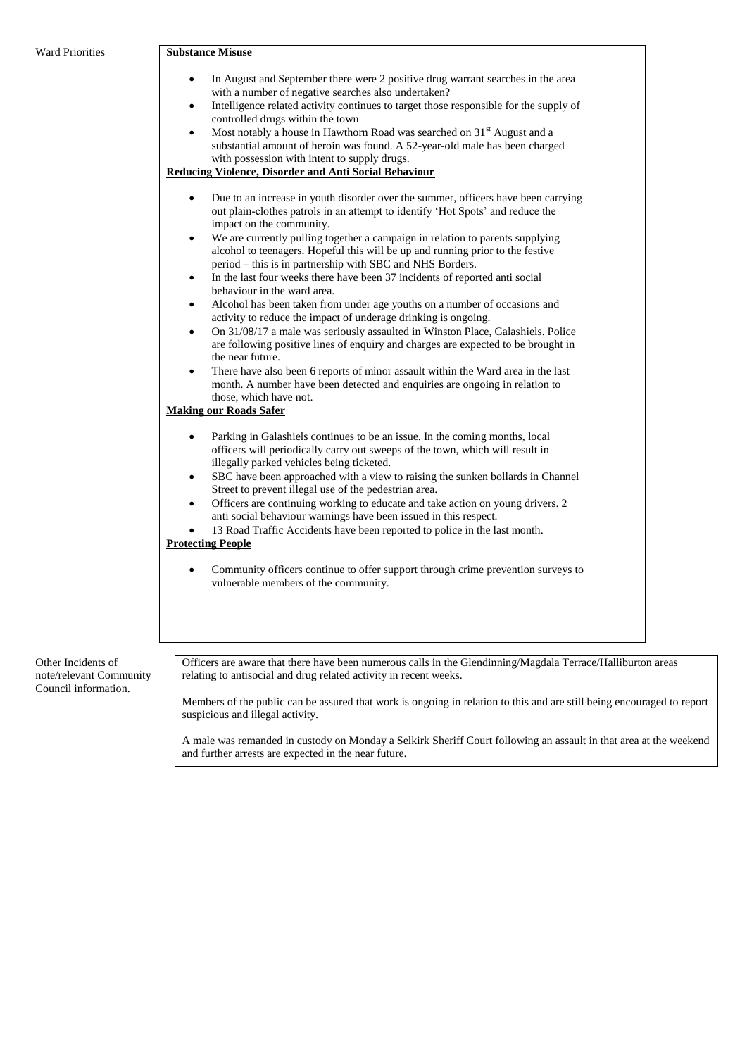| | |
|---|---|
| Ward Priorities | **Substance Misuse**<br><br>• In August and September there were 2 positive drug warrant searches in the area with a number of negative searches also undertaken?<br>• Intelligence related activity continues to target those responsible for the supply of controlled drugs within the town<br>• Most notably a house in Hawthorn Road was searched on 31st August and a substantial amount of heroin was found. A 52-year-old male has been charged with possession with intent to supply drugs.<br><br>**Reducing Violence, Disorder and Anti Social Behaviour**<br><br>• Due to an increase in youth disorder over the summer, officers have been carrying out plain-clothes patrols in an attempt to identify 'Hot Spots' and reduce the impact on the community.<br>• We are currently pulling together a campaign in relation to parents supplying alcohol to teenagers. Hopeful this will be up and running prior to the festive period – this is in partnership with SBC and NHS Borders.<br>• In the last four weeks there have been 37 incidents of reported anti social behaviour in the ward area.<br>• Alcohol has been taken from under age youths on a number of occasions and activity to reduce the impact of underage drinking is ongoing.<br>• On 31/08/17 a male was seriously assaulted in Winston Place, Galashiels. Police are following positive lines of enquiry and charges are expected to be brought in the near future.<br>• There have also been 6 reports of minor assault within the Ward area in the last month. A number have been detected and enquiries are ongoing in relation to those, which have not.<br><br>**Making our Roads Safer**<br><br>• Parking in Galashiels continues to be an issue. In the coming months, local officers will periodically carry out sweeps of the town, which will result in illegally parked vehicles being ticketed.<br>• SBC have been approached with a view to raising the sunken bollards in Channel Street to prevent illegal use of the pedestrian area.<br>• Officers are continuing working to educate and take action on young drivers. 2 anti social behaviour warnings have been issued in this respect.<br>• 13 Road Traffic Accidents have been reported to police in the last month.<br><br>**Protecting People**<br><br>• Community officers continue to offer support through crime prevention surveys to vulnerable members of the community. |
| Other Incidents of note/relevant Community Council information. | Officers are aware that there have been numerous calls in the Glendinning/Magdala Terrace/Halliburton areas relating to antisocial and drug related activity in recent weeks.<br><br>Members of the public can be assured that work is ongoing in relation to this and are still being encouraged to report suspicious and illegal activity.<br><br>A male was remanded in custody on Monday a Selkirk Sheriff Court following an assault in that area at the weekend and further arrests are expected in the near future. |